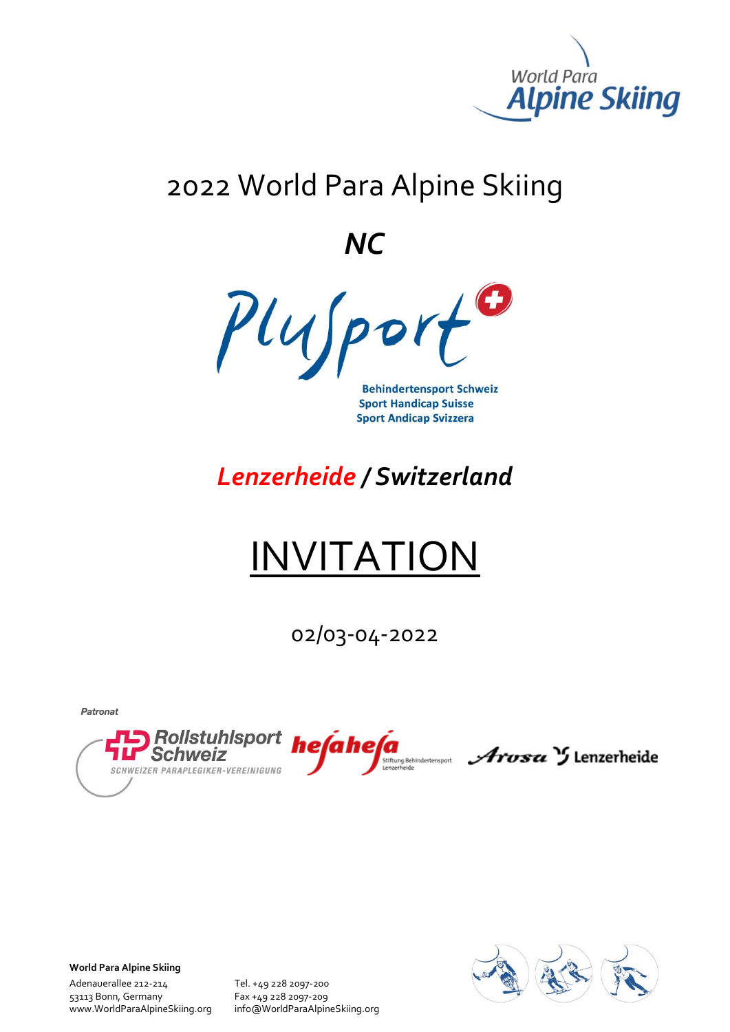World Para Alpine Skiing

# 2022 World Para Alpine Skiing

## *NC*

PluSport

Behindertensport Schweiz
Sport Handicap Suisse
Sport Andicap Svizzera

## *Lenzerheide / Switzerland*

# INVITATION

02/03-04-2022

*Patronat*

Rollstuhlsport Schweiz
SCHWEIZER PARAPLEGIKER-VEREINIGUNG

hefahefa
Stiftung Behindertensport Lenzerheide

Arosa Lenzerheide

**World Para Alpine Skiing**
Adenauerallee 212-214
53113 Bonn, Germany
www.WorldParaAlpineSkiing.org

Tel. +49 228 2097-200
Fax +49 228 2097-209
info@WorldParaAlpineSkiing.org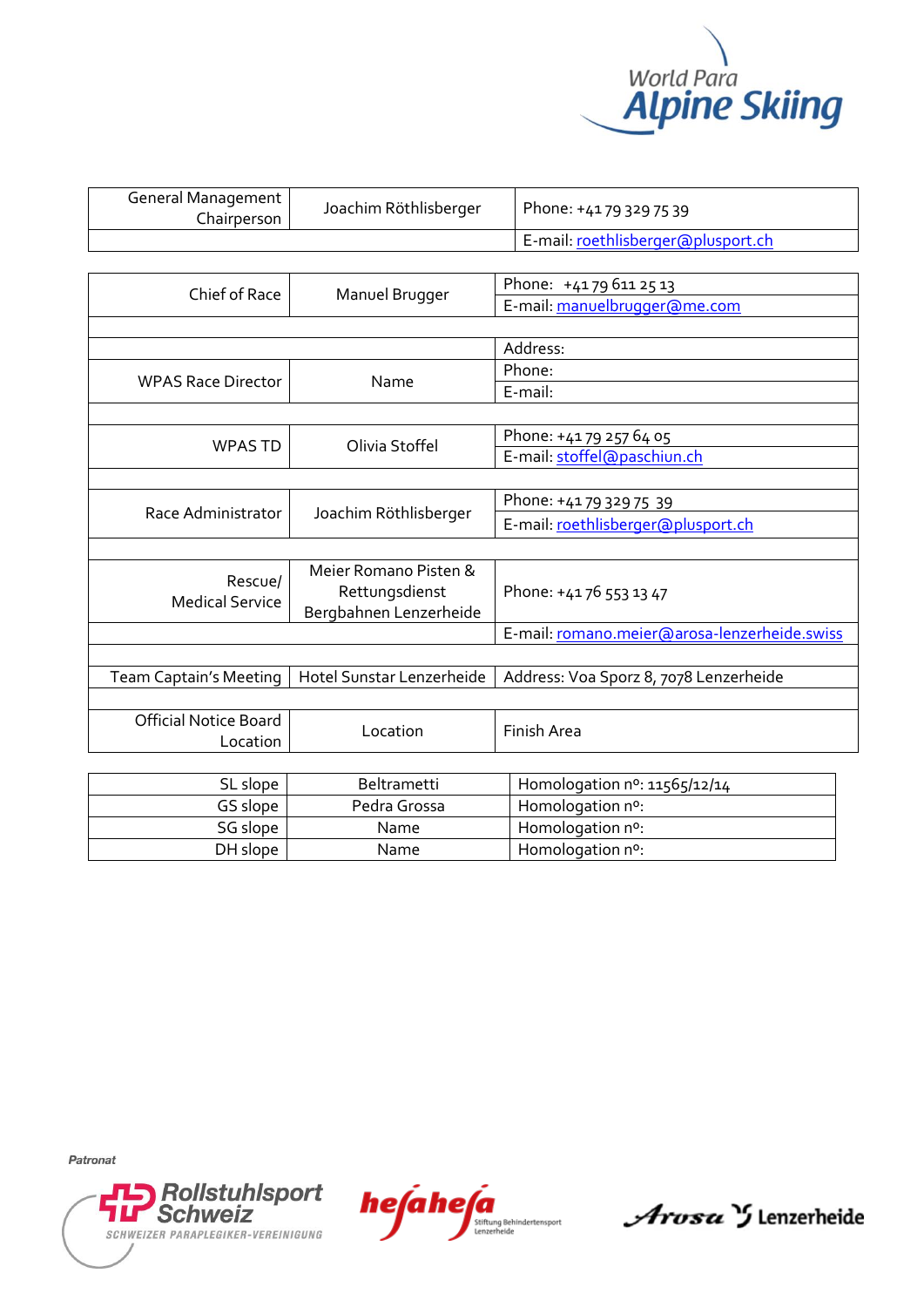World Para Alpine Skiing

| | | |
|---|---|---|
| General Management Chairperson | Joachim Röthlisberger | Phone: +41 79 329 75 39 |
| | | E-mail: roethlisberger@plusport.ch |

| | | |
|---|---|---|
| Chief of Race | Manuel Brugger | Phone: +41 79 611 25 13 |
| | | E-mail: manuelbrugger@me.com |
| | | |
| | | Address: |
| WPAS Race Director | Name | Phone: |
| | | E-mail: |
| | | |
| WPAS TD | Olivia Stoffel | Phone: +41 79 257 64 05 |
| | | E-mail: stoffel@paschiun.ch |
| | | |
| Race Administrator | Joachim Röthlisberger | Phone: +41 79 329 75 39 |
| | | E-mail: roethlisberger@plusport.ch |
| | | |
| Rescue/ Medical Service | Meier Romano Pisten & Rettungsdienst Bergbahnen Lenzerheide | Phone: +41 76 553 13 47 |
| | | E-mail: romano.meier@arosa-lenzerheide.swiss |
| | | |
| Team Captain's Meeting | Hotel Sunstar Lenzerheide | Address: Voa Sporz 8, 7078 Lenzerheide |
| | | |
| Official Notice Board Location | Location | Finish Area |

| | | |
|---|---|---|
| SL slope | Beltrametti | Homologation nº: 11565/12/14 |
| GS slope | Pedra Grossa | Homologation nº: |
| SG slope | Name | Homologation nº: |
| DH slope | Name | Homologation nº: |

Patronat

Rollstuhlsport Schweiz – Schweizer Paraplegiker-Vereinigung

hefahefa – Stiftung Behindertensport Lenzerheide

Arosa Lenzerheide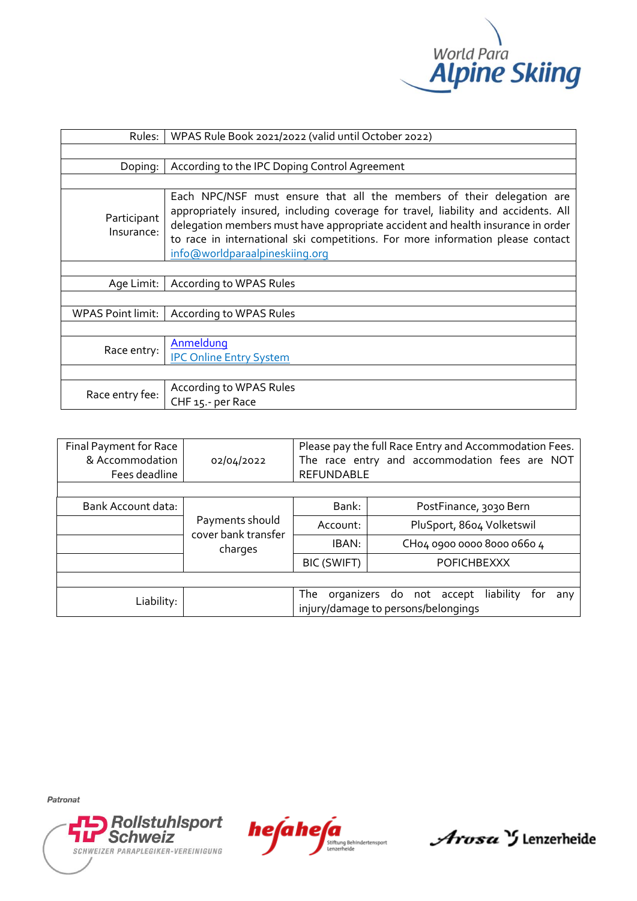| | |
|---|---|
| Rules: | WPAS Rule Book 2021/2022 (valid until October 2022) |
| | |
| Doping: | According to the IPC Doping Control Agreement |
| | |
| Participant Insurance: | Each NPC/NSF must ensure that all the members of their delegation are appropriately insured, including coverage for travel, liability and accidents. All delegation members must have appropriate accident and health insurance in order to race in international ski competitions. For more information please contact info@worldparaalpineskiing.org |
| | |
| Age Limit: | According to WPAS Rules |
| | |
| WPAS Point limit: | According to WPAS Rules |
| | |
| Race entry: | Anmeldung<br>IPC Online Entry System |
| | |
| Race entry fee: | According to WPAS Rules<br>CHF 15.- per Race |

| | | | |
|---|---|---|---|
| Final Payment for Race & Accommodation Fees deadline | 02/04/2022 | Please pay the full Race Entry and Accommodation Fees. The race entry and accommodation fees are NOT REFUNDABLE | |
| | | | |
| Bank Account data: | Payments should cover bank transfer charges | Bank: | PostFinance, 3030 Bern |
| | | Account: | PluSport, 8604 Volketswil |
| | | IBAN: | CH04 0900 0000 8000 0660 4 |
| | | BIC (SWIFT) | POFICHBEXXX |
| | | | |
| Liability: | | The organizers do not accept liability for any injury/damage to persons/belongings | |

Patronat

Rollstuhlsport Schweiz – SCHWEIZER PARAPLEGIKER-VEREINIGUNG

hefahefa – Stiftung Behindertensport Lenzerheide

Arosa Lenzerheide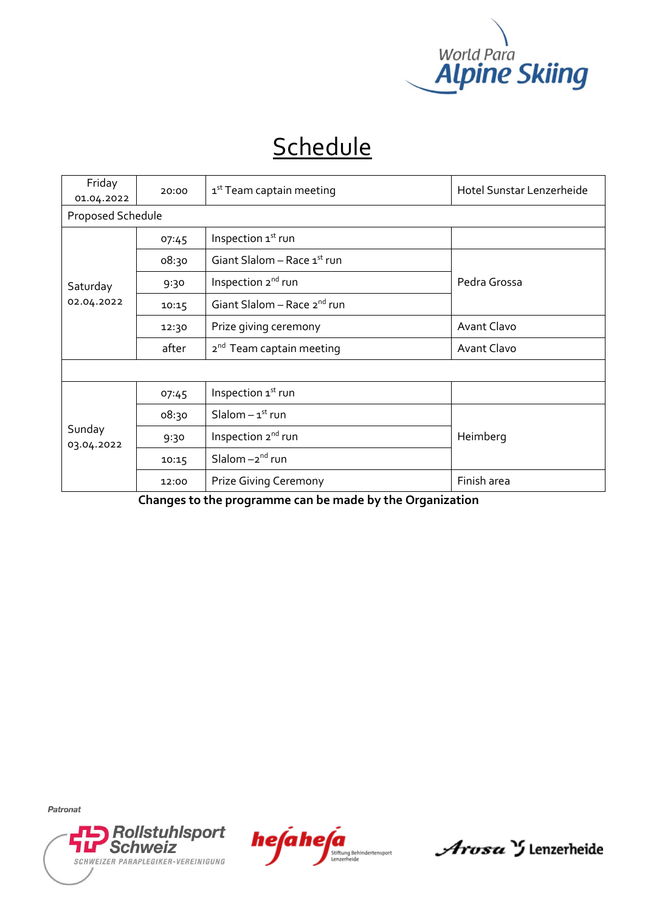# Schedule

| | | | |
|---|---|---|---|
| Friday 01.04.2022 | 20:00 | 1st Team captain meeting | Hotel Sunstar Lenzerheide |
| Proposed Schedule | | | |
| Saturday 02.04.2022 | 07:45 | Inspection 1st run | |
| | 08:30 | Giant Slalom – Race 1st run | Pedra Grossa |
| | 9:30 | Inspection 2nd run | Pedra Grossa |
| | 10:15 | Giant Slalom – Race 2nd run | Pedra Grossa |
| | 12:30 | Prize giving ceremony | Avant Clavo |
| | after | 2nd Team captain meeting | Avant Clavo |
| | | | |
| Sunday 03.04.2022 | 07:45 | Inspection 1st run | |
| | 08:30 | Slalom – 1st run | Heimberg |
| | 9:30 | Inspection 2nd run | Heimberg |
| | 10:15 | Slalom –2nd run | Heimberg |
| | 12:00 | Prize Giving Ceremony | Finish area |

**Changes to the programme can be made by the Organization**

*Patronat*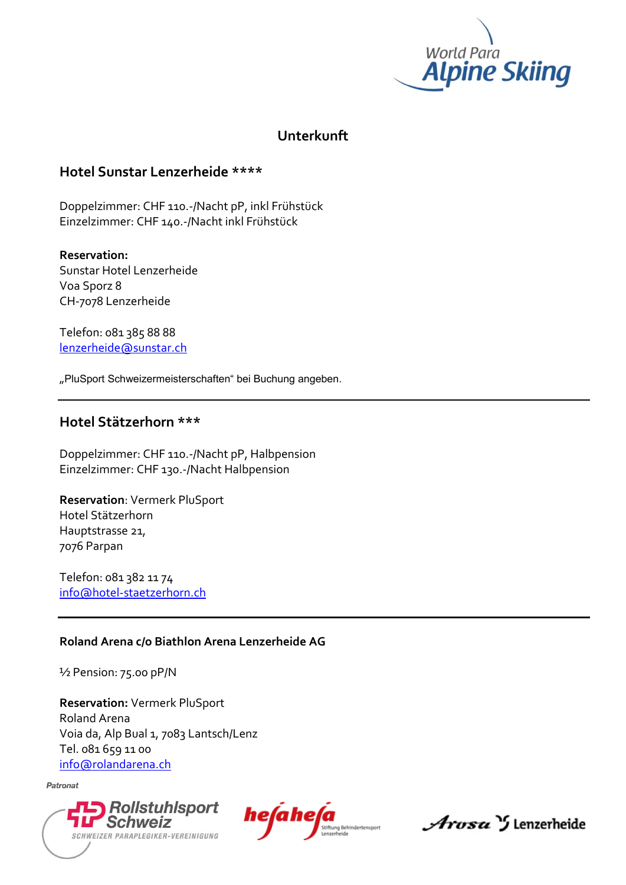# Unterkunft

## Hotel Sunstar Lenzerheide ****

Doppelzimmer: CHF 110.-/Nacht pP, inkl Frühstück
Einzelzimmer: CHF 140.-/Nacht inkl Frühstück

**Reservation:**
Sunstar Hotel Lenzerheide
Voa Sporz 8
CH-7078 Lenzerheide

Telefon: 081 385 88 88
lenzerheide@sunstar.ch

„PluSport Schweizermeisterschaften" bei Buchung angeben.

---

## Hotel Stätzerhorn ***

Doppelzimmer: CHF 110.-/Nacht pP, Halbpension
Einzelzimmer: CHF 130.-/Nacht Halbpension

**Reservation**: Vermerk PluSport
Hotel Stätzerhorn
Hauptstrasse 21,
7076 Parpan

Telefon: 081 382 11 74
info@hotel-staetzerhorn.ch

---

### Roland Arena c/o Biathlon Arena Lenzerheide AG

½ Pension: 75.00 pP/N

**Reservation:** Vermerk PluSport
Roland Arena
Voia da, Alp Bual 1, 7083 Lantsch/Lenz
Tel. 081 659 11 00
info@rolandarena.ch

Patronat